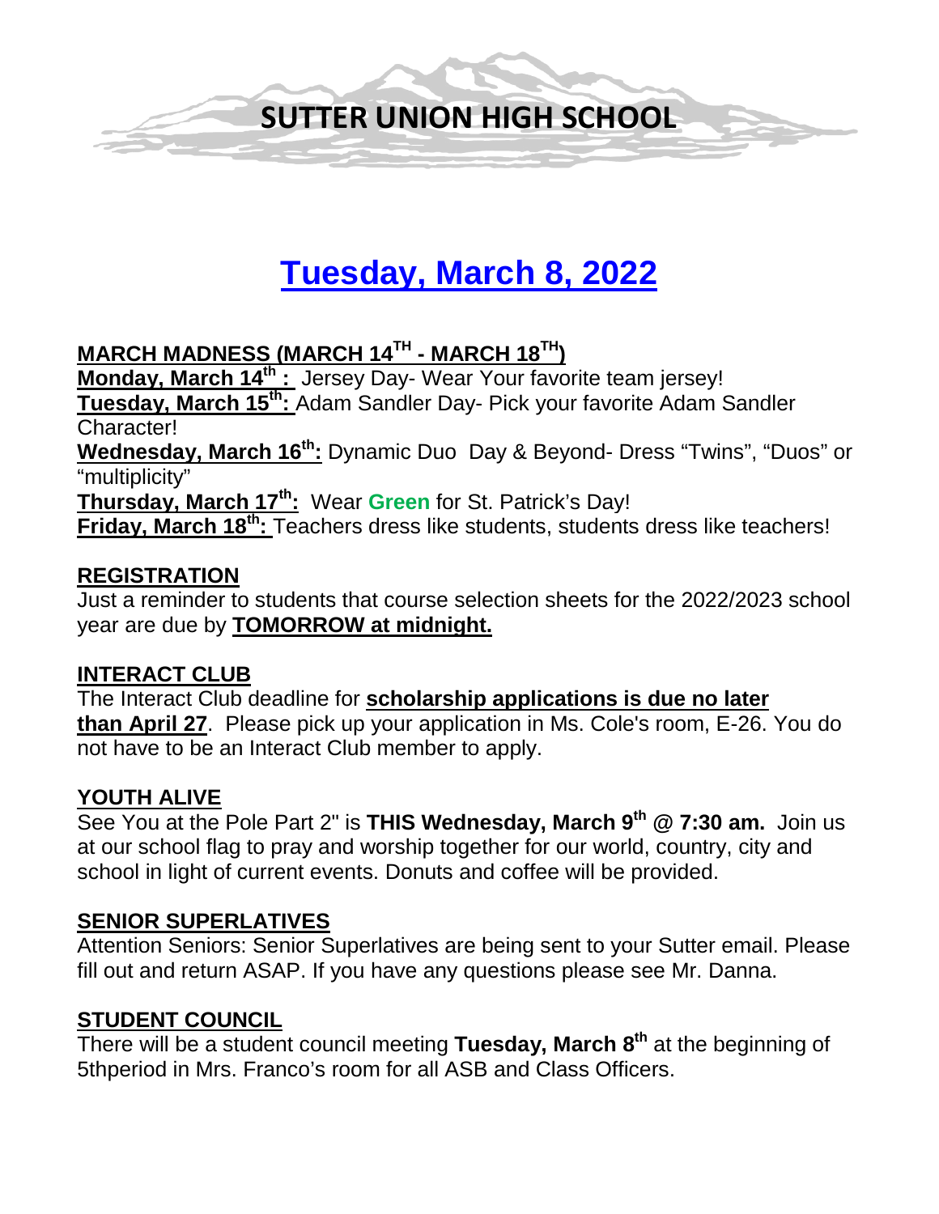# SUTTER UNION HIGH SCHOOL

## Tuesday, March 8, 2022

**MARCH MADNESS (MARCH 14TH - MARCH 18TH)**

**Monday, March 14th :** Jersey Day- Wear Your favorite team jersey!
**Tuesday, March 15th:** Adam Sandler Day- Pick your favorite Adam Sandler Character!
**Wednesday, March 16th:** Dynamic Duo Day & Beyond- Dress "Twins", "Duos" or "multiplicity"
**Thursday, March 17th:** Wear **Green** for St. Patrick's Day!
**Friday, March 18th:** Teachers dress like students, students dress like teachers!

**REGISTRATION**

Just a reminder to students that course selection sheets for the 2022/2023 school year are due by **TOMORROW at midnight.**

**INTERACT CLUB**

The Interact Club deadline for **scholarship applications is due no later than April 27**. Please pick up your application in Ms. Cole's room, E-26. You do not have to be an Interact Club member to apply.

**YOUTH ALIVE**

See You at the Pole Part 2" is **THIS Wednesday, March 9th @ 7:30 am.** Join us at our school flag to pray and worship together for our world, country, city and school in light of current events. Donuts and coffee will be provided.

**SENIOR SUPERLATIVES**

Attention Seniors: Senior Superlatives are being sent to your Sutter email. Please fill out and return ASAP. If you have any questions please see Mr. Danna.

**STUDENT COUNCIL**

There will be a student council meeting **Tuesday, March 8th** at the beginning of 5thperiod in Mrs. Franco's room for all ASB and Class Officers.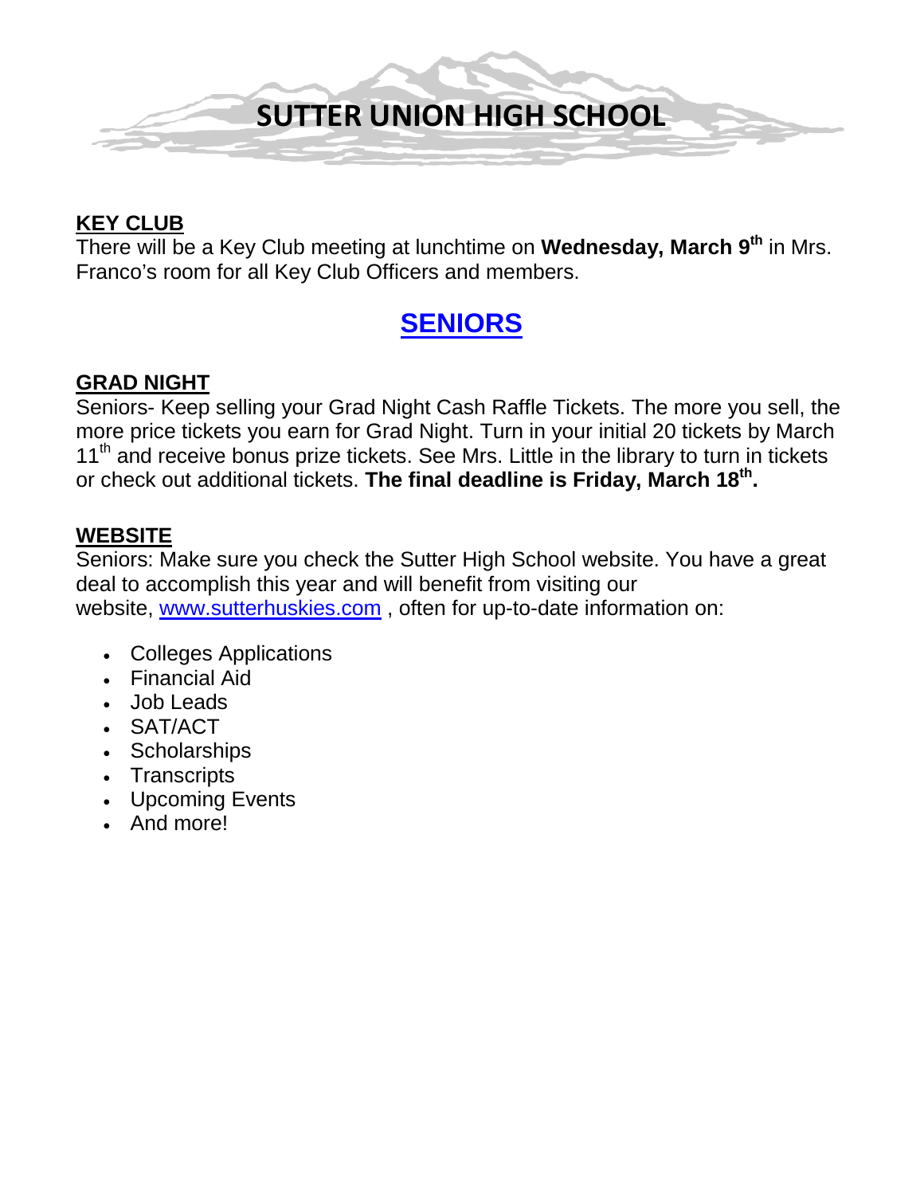# SUTTER UNION HIGH SCHOOL

## KEY CLUB

There will be a Key Club meeting at lunchtime on **Wednesday, March 9th** in Mrs. Franco's room for all Key Club Officers and members.

## SENIORS

### GRAD NIGHT

Seniors- Keep selling your Grad Night Cash Raffle Tickets. The more you sell, the more price tickets you earn for Grad Night. Turn in your initial 20 tickets by March 11th and receive bonus prize tickets. See Mrs. Little in the library to turn in tickets or check out additional tickets. **The final deadline is Friday, March 18th.**

### WEBSITE

Seniors: Make sure you check the Sutter High School website. You have a great deal to accomplish this year and will benefit from visiting our website, [www.sutterhuskies.com](http://www.sutterhuskies.com) , often for up-to-date information on:

- Colleges Applications
- Financial Aid
- Job Leads
- SAT/ACT
- Scholarships
- Transcripts
- Upcoming Events
- And more!